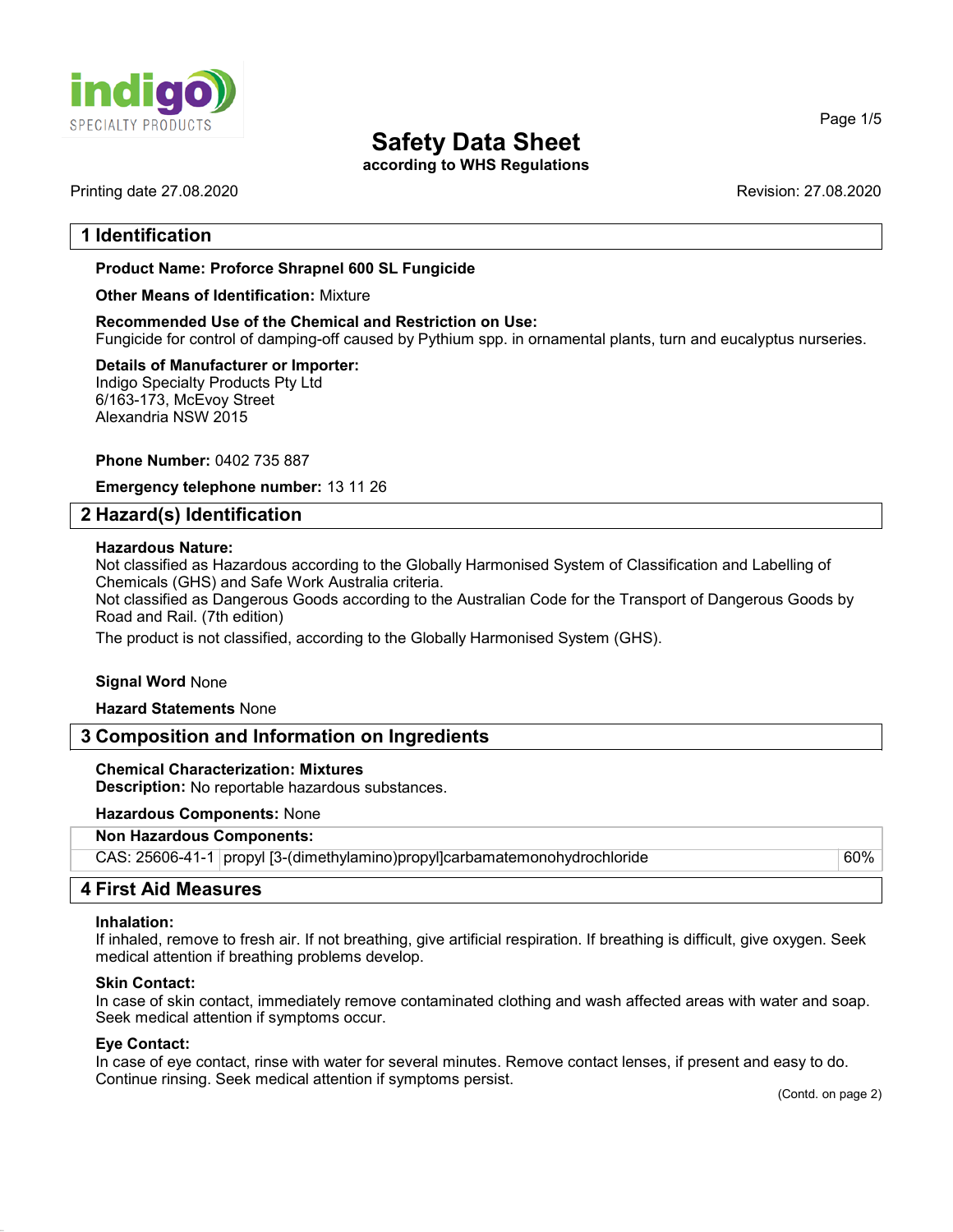# Safety Data Sheet

**according to WHS Regulations**

Printing date 27.08.2020

Revision: 27.08.2020

## 1 Identification

**Product Name: Proforce Shrapnel 600 SL Fungicide**

**Other Means of Identification:** Mixture

**Recommended Use of the Chemical and Restriction on Use:**
Fungicide for control of damping-off caused by Pythium spp. in ornamental plants, turn and eucalyptus nurseries.

**Details of Manufacturer or Importer:**
Indigo Specialty Products Pty Ltd
6/163-173, McEvoy Street
Alexandria NSW 2015

**Phone Number:** 0402 735 887

**Emergency telephone number:** 13 11 26

## 2 Hazard(s) Identification

**Hazardous Nature:**
Not classified as Hazardous according to the Globally Harmonised System of Classification and Labelling of Chemicals (GHS) and Safe Work Australia criteria.
Not classified as Dangerous Goods according to the Australian Code for the Transport of Dangerous Goods by Road and Rail. (7th edition)
The product is not classified, according to the Globally Harmonised System (GHS).

**Signal Word** None

**Hazard Statements** None

## 3 Composition and Information on Ingredients

**Chemical Characterization: Mixtures**
**Description:** No reportable hazardous substances.

**Hazardous Components:** None

| **Non Hazardous Components:** | | |
|---|---|---|
| CAS: 25606-41-1 | propyl [3-(dimethylamino)propyl]carbamatemonohydrochloride | 60% |

## 4 First Aid Measures

**Inhalation:**
If inhaled, remove to fresh air. If not breathing, give artificial respiration. If breathing is difficult, give oxygen. Seek medical attention if breathing problems develop.

**Skin Contact:**
In case of skin contact, immediately remove contaminated clothing and wash affected areas with water and soap. Seek medical attention if symptoms occur.

**Eye Contact:**
In case of eye contact, rinse with water for several minutes. Remove contact lenses, if present and easy to do. Continue rinsing. Seek medical attention if symptoms persist.

(Contd. on page 2)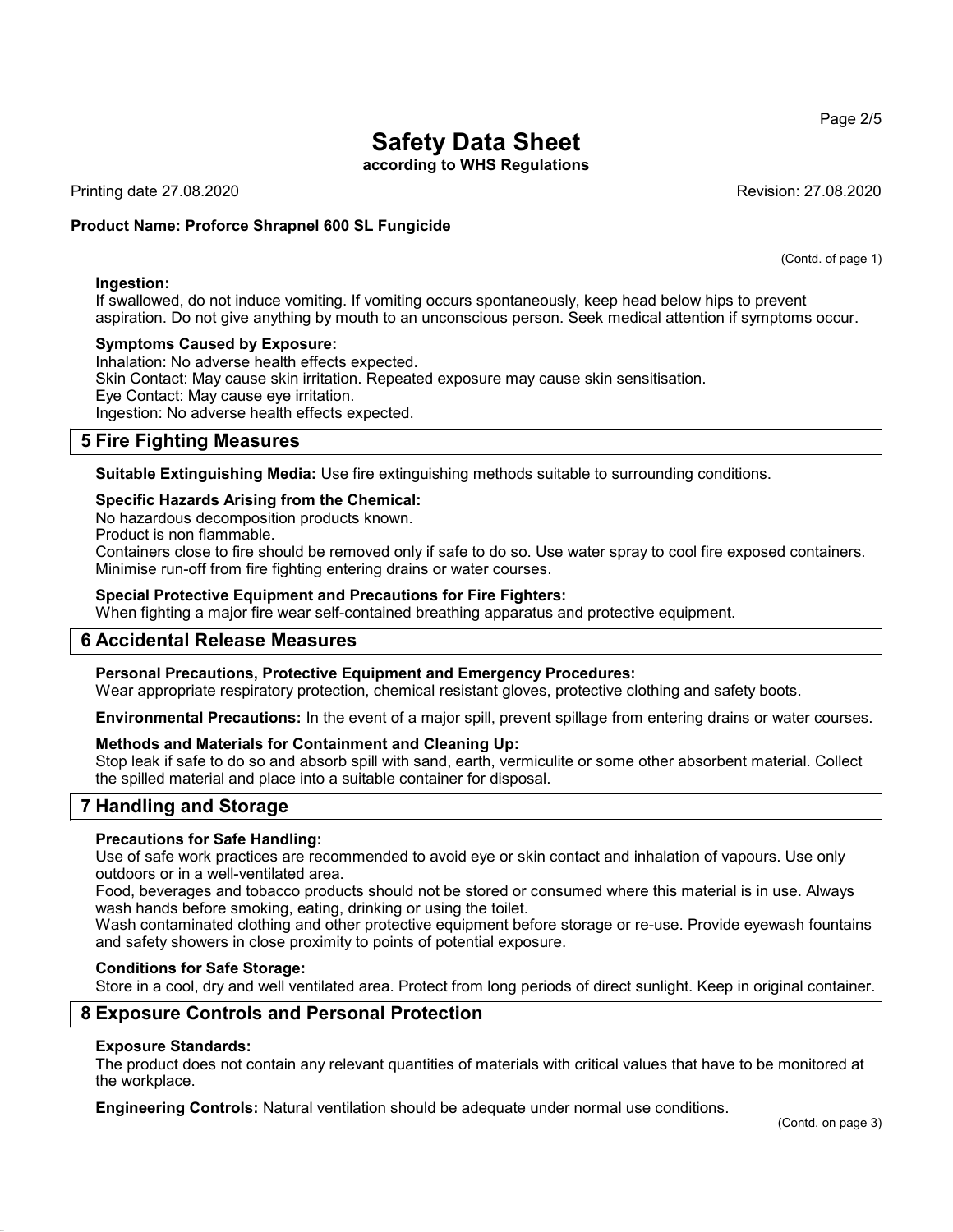**Ingestion:**
If swallowed, do not induce vomiting. If vomiting occurs spontaneously, keep head below hips to prevent aspiration. Do not give anything by mouth to an unconscious person. Seek medical attention if symptoms occur.

**Symptoms Caused by Exposure:**
Inhalation: No adverse health effects expected.
Skin Contact: May cause skin irritation. Repeated exposure may cause skin sensitisation.
Eye Contact: May cause eye irritation.
Ingestion: No adverse health effects expected.

## 5 Fire Fighting Measures

**Suitable Extinguishing Media:** Use fire extinguishing methods suitable to surrounding conditions.

**Specific Hazards Arising from the Chemical:**
No hazardous decomposition products known.
Product is non flammable.
Containers close to fire should be removed only if safe to do so. Use water spray to cool fire exposed containers. Minimise run-off from fire fighting entering drains or water courses.

**Special Protective Equipment and Precautions for Fire Fighters:**
When fighting a major fire wear self-contained breathing apparatus and protective equipment.

## 6 Accidental Release Measures

**Personal Precautions, Protective Equipment and Emergency Procedures:**
Wear appropriate respiratory protection, chemical resistant gloves, protective clothing and safety boots.

**Environmental Precautions:** In the event of a major spill, prevent spillage from entering drains or water courses.

**Methods and Materials for Containment and Cleaning Up:**
Stop leak if safe to do so and absorb spill with sand, earth, vermiculite or some other absorbent material. Collect the spilled material and place into a suitable container for disposal.

## 7 Handling and Storage

**Precautions for Safe Handling:**
Use of safe work practices are recommended to avoid eye or skin contact and inhalation of vapours. Use only outdoors or in a well-ventilated area.
Food, beverages and tobacco products should not be stored or consumed where this material is in use. Always wash hands before smoking, eating, drinking or using the toilet.
Wash contaminated clothing and other protective equipment before storage or re-use. Provide eyewash fountains and safety showers in close proximity to points of potential exposure.

**Conditions for Safe Storage:**
Store in a cool, dry and well ventilated area. Protect from long periods of direct sunlight. Keep in original container.

## 8 Exposure Controls and Personal Protection

**Exposure Standards:**
The product does not contain any relevant quantities of materials with critical values that have to be monitored at the workplace.

**Engineering Controls:** Natural ventilation should be adequate under normal use conditions.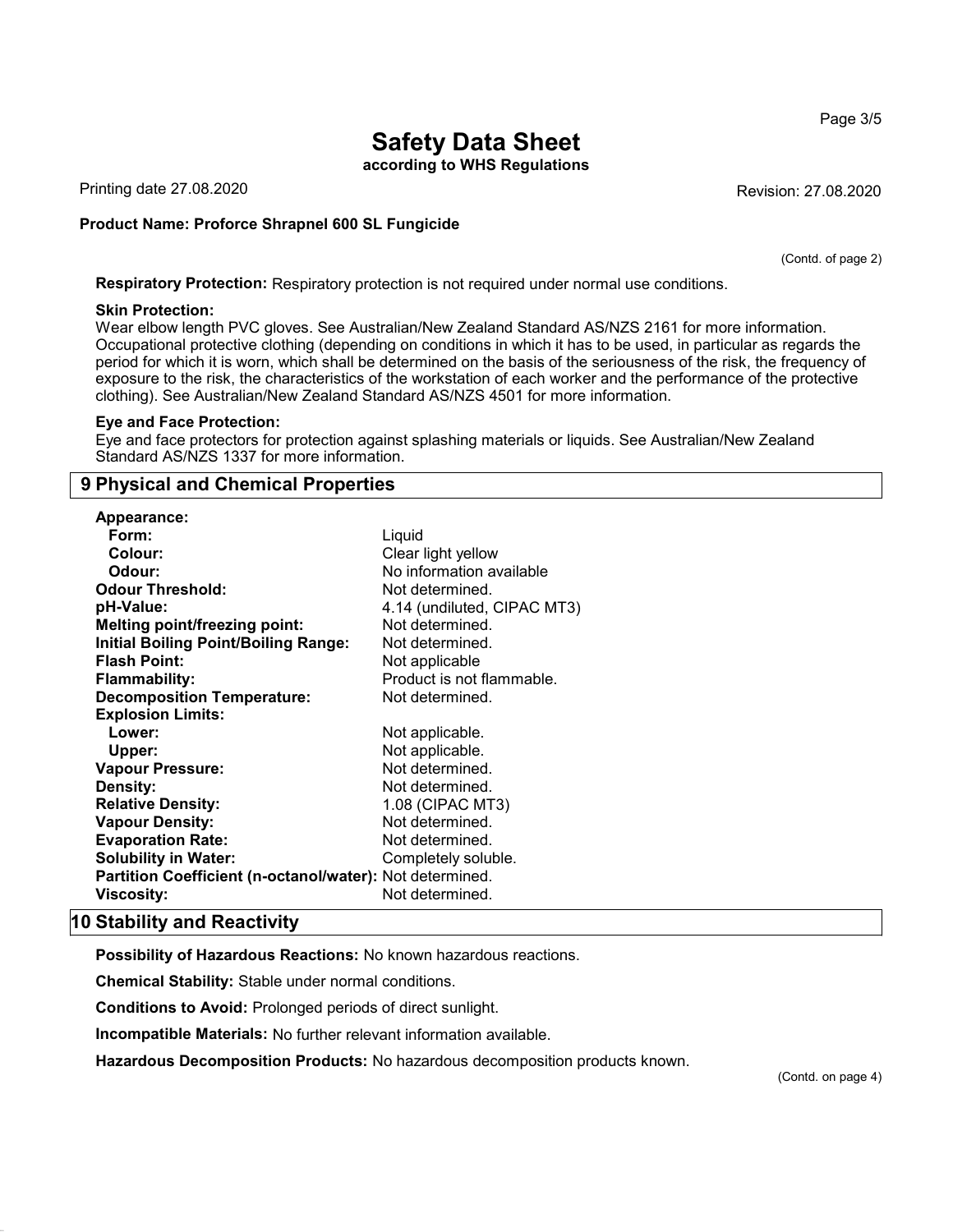(Contd. of page 2)

**Respiratory Protection:** Respiratory protection is not required under normal use conditions.

**Skin Protection:**
Wear elbow length PVC gloves. See Australian/New Zealand Standard AS/NZS 2161 for more information. Occupational protective clothing (depending on conditions in which it has to be used, in particular as regards the period for which it is worn, which shall be determined on the basis of the seriousness of the risk, the frequency of exposure to the risk, the characteristics of the workstation of each worker and the performance of the protective clothing). See Australian/New Zealand Standard AS/NZS 4501 for more information.

**Eye and Face Protection:**
Eye and face protectors for protection against splashing materials or liquids. See Australian/New Zealand Standard AS/NZS 1337 for more information.

## 9 Physical and Chemical Properties

| Property | Value |
|---|---|
| **Appearance:** | |
| **Form:** | Liquid |
| **Colour:** | Clear light yellow |
| **Odour:** | No information available |
| **Odour Threshold:** | Not determined. |
| **pH-Value:** | 4.14 (undiluted, CIPAC MT3) |
| **Melting point/freezing point:** | Not determined. |
| **Initial Boiling Point/Boiling Range:** | Not determined. |
| **Flash Point:** | Not applicable |
| **Flammability:** | Product is not flammable. |
| **Decomposition Temperature:** | Not determined. |
| **Explosion Limits:** | |
| **Lower:** | Not applicable. |
| **Upper:** | Not applicable. |
| **Vapour Pressure:** | Not determined. |
| **Density:** | Not determined. |
| **Relative Density:** | 1.08 (CIPAC MT3) |
| **Vapour Density:** | Not determined. |
| **Evaporation Rate:** | Not determined. |
| **Solubility in Water:** | Completely soluble. |
| **Partition Coefficient (n-octanol/water):** | Not determined. |
| **Viscosity:** | Not determined. |

## 10 Stability and Reactivity

**Possibility of Hazardous Reactions:** No known hazardous reactions.

**Chemical Stability:** Stable under normal conditions.

**Conditions to Avoid:** Prolonged periods of direct sunlight.

**Incompatible Materials:** No further relevant information available.

**Hazardous Decomposition Products:** No hazardous decomposition products known.

(Contd. on page 4)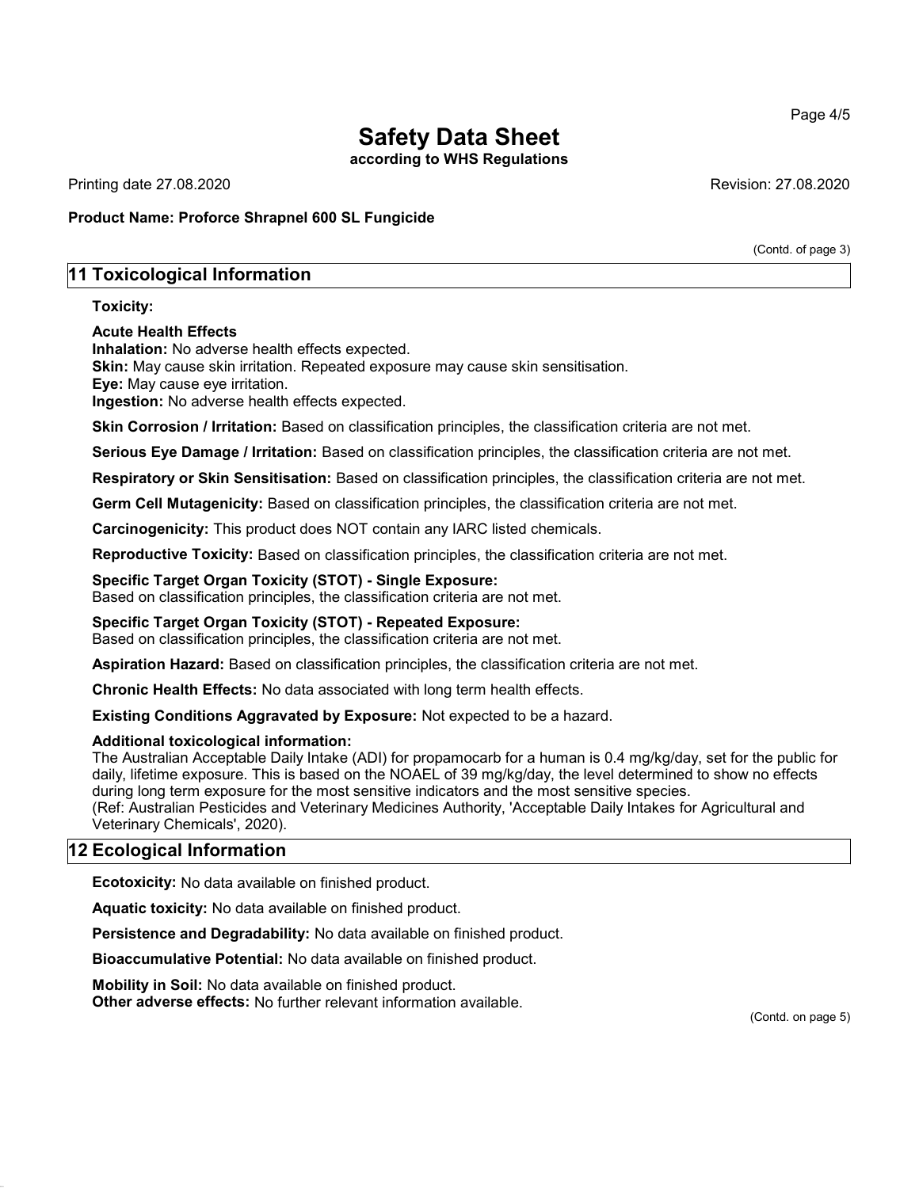(Contd. of page 3)

## 11 Toxicological Information

**Toxicity:**

**Acute Health Effects**
**Inhalation:** No adverse health effects expected.
**Skin:** May cause skin irritation. Repeated exposure may cause skin sensitisation.
**Eye:** May cause eye irritation.
**Ingestion:** No adverse health effects expected.

**Skin Corrosion / Irritation:** Based on classification principles, the classification criteria are not met.

**Serious Eye Damage / Irritation:** Based on classification principles, the classification criteria are not met.

**Respiratory or Skin Sensitisation:** Based on classification principles, the classification criteria are not met.

**Germ Cell Mutagenicity:** Based on classification principles, the classification criteria are not met.

**Carcinogenicity:** This product does NOT contain any IARC listed chemicals.

**Reproductive Toxicity:** Based on classification principles, the classification criteria are not met.

**Specific Target Organ Toxicity (STOT) - Single Exposure:**
Based on classification principles, the classification criteria are not met.

**Specific Target Organ Toxicity (STOT) - Repeated Exposure:**
Based on classification principles, the classification criteria are not met.

**Aspiration Hazard:** Based on classification principles, the classification criteria are not met.

**Chronic Health Effects:** No data associated with long term health effects.

**Existing Conditions Aggravated by Exposure:** Not expected to be a hazard.

**Additional toxicological information:**
The Australian Acceptable Daily Intake (ADI) for propamocarb for a human is 0.4 mg/kg/day, set for the public for daily, lifetime exposure. This is based on the NOAEL of 39 mg/kg/day, the level determined to show no effects during long term exposure for the most sensitive indicators and the most sensitive species.
(Ref: Australian Pesticides and Veterinary Medicines Authority, 'Acceptable Daily Intakes for Agricultural and Veterinary Chemicals', 2020).

## 12 Ecological Information

**Ecotoxicity:** No data available on finished product.

**Aquatic toxicity:** No data available on finished product.

**Persistence and Degradability:** No data available on finished product.

**Bioaccumulative Potential:** No data available on finished product.

**Mobility in Soil:** No data available on finished product.
**Other adverse effects:** No further relevant information available.

(Contd. on page 5)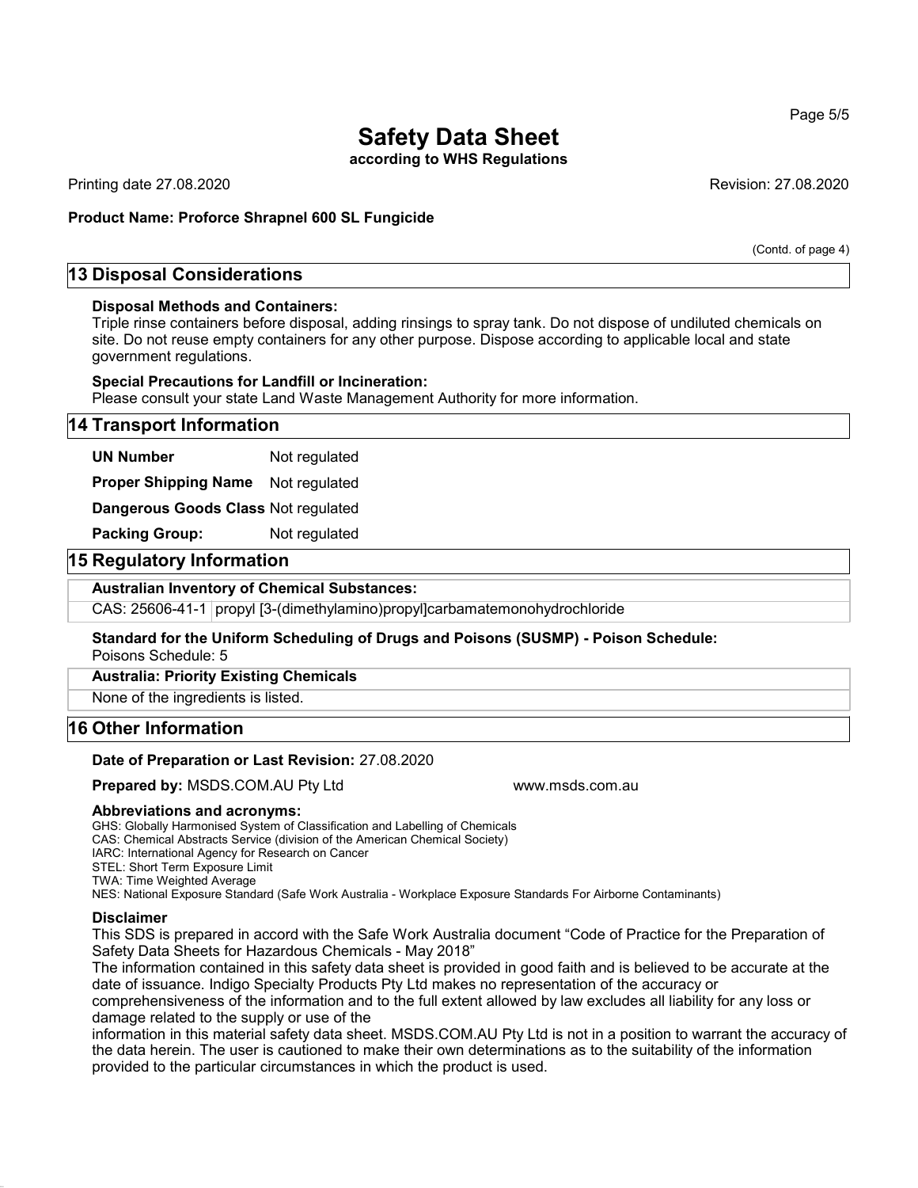# Safety Data Sheet

**according to WHS Regulations**

Printing date 27.08.2020 Revision: 27.08.2020

**Product Name: Proforce Shrapnel 600 SL Fungicide**

(Contd. of page 4)

## 13 Disposal Considerations

**Disposal Methods and Containers:**
Triple rinse containers before disposal, adding rinsings to spray tank. Do not dispose of undiluted chemicals on site. Do not reuse empty containers for any other purpose. Dispose according to applicable local and state government regulations.

**Special Precautions for Landfill or Incineration:**
Please consult your state Land Waste Management Authority for more information.

## 14 Transport Information

| | |
|---|---|
| **UN Number** | Not regulated |
| **Proper Shipping Name** | Not regulated |
| **Dangerous Goods Class** | Not regulated |
| **Packing Group:** | Not regulated |

## 15 Regulatory Information

**Australian Inventory of Chemical Substances:**

| | |
|---|---|
| CAS: 25606-41-1 | propyl [3-(dimethylamino)propyl]carbamatemonohydrochloride |

**Standard for the Uniform Scheduling of Drugs and Poisons (SUSMP) - Poison Schedule:**
Poisons Schedule: 5

**Australia: Priority Existing Chemicals**

None of the ingredients is listed.

## 16 Other Information

**Date of Preparation or Last Revision:** 27.08.2020

**Prepared by:** MSDS.COM.AU Pty Ltd www.msds.com.au

**Abbreviations and acronyms:**
GHS: Globally Harmonised System of Classification and Labelling of Chemicals
CAS: Chemical Abstracts Service (division of the American Chemical Society)
IARC: International Agency for Research on Cancer
STEL: Short Term Exposure Limit
TWA: Time Weighted Average
NES: National Exposure Standard (Safe Work Australia - Workplace Exposure Standards For Airborne Contaminants)

**Disclaimer**
This SDS is prepared in accord with the Safe Work Australia document "Code of Practice for the Preparation of Safety Data Sheets for Hazardous Chemicals - May 2018"
The information contained in this safety data sheet is provided in good faith and is believed to be accurate at the date of issuance. Indigo Specialty Products Pty Ltd makes no representation of the accuracy or comprehensiveness of the information and to the full extent allowed by law excludes all liability for any loss or damage related to the supply or use of the
information in this material safety data sheet. MSDS.COM.AU Pty Ltd is not in a position to warrant the accuracy of the data herein. The user is cautioned to make their own determinations as to the suitability of the information provided to the particular circumstances in which the product is used.